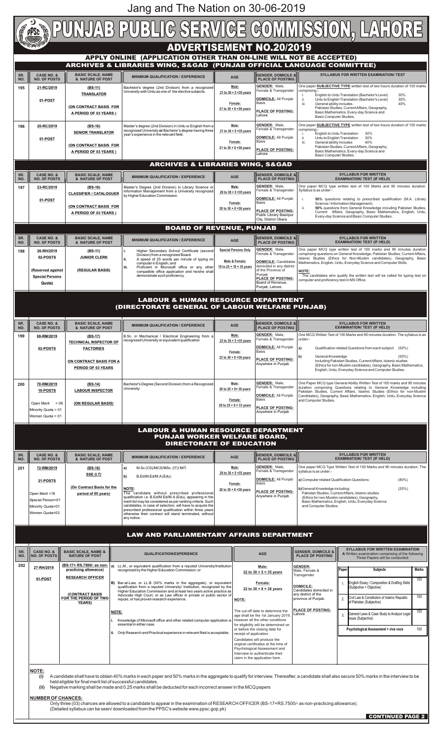Jang and The Nation on 30-06-2019

# PUNJAB PUBLIC SERVICE COMMISSION, LAHORE

## ADVERTISEMENT NO.20/2019

### APPLY ONLINE (APPLICATION OTHER THAN ON-LINE WILL NOT BE ACCEPTED)

### ARCHIVES & LIBRARIES WING, S&GAD (PUNJAB OFFICIAL LANGUAGE COMMITTEE)

| SR. NO. | CASE NO. & NO. OF POSTS | BASIC SCALE, NAME & NATURE OF POST | MINIMUM QUALIFICATION / EXPERIENCE | AGE | GENDER, DOMICILE & PLACE OF POSTING | SYLLABUS FOR WRITTEN EXAMINATION/ TEST |
|---|---|---|---|---|---|---|
| 195 | 21-RC/2019<br>01-POST | (BS-11)<br>TRANSLATOR<br>(ON CONTRACT BASIS FOR A PERIOD OF 03 YEARS) | Bachelor's degree (2nd Division) from a recognized University with Urdu as one of the elective subjects. | Male:<br>21 to 30 + 5 =35 years<br>Female:<br>21 to 30 + 8 =38 years | GENDER: Male, Female & Transgender<br>DOMICILE: All Punjab Basis<br>PLACE OF POSTING: Lahore | One paper SUBJECTIVE TYPE written test of two hours duration of 100 marks comprising:-<br>i. English to Urdu Translation (Bachelor's Level) 30%<br>ii. Urdu to English Translation (Bachelor's Level) 30%<br>iii. General ability includes 40%<br>Pakistan Studies, Current Affairs, Geography, Basic Mathematics, Every-day Science and Basic Computer Studies. |
| 196 | 20-RC/2019<br>01-POST | (BS-16)<br>SENIOR TRANSLATOR<br>(ON CONTRACT BASIS FOR A PERIOD OF 03 YEARS) | Master's degree (2nd Division) in Urdu or English from a recognized University or Bachelor's degree having three year's experience in the relevant field. | Male:<br>21 to 30 + 5 =35 years<br>Female:<br>21 to 30 + 8 =38 years | GENDER: Male, Female & Transgender<br>DOMICILE: All Punjab Basis<br>PLACE OF POSTING: Lahore | One paper SUBJECTIVE TYPE written test of two hours duration of 100 marks comprising:-<br>i. English to Urdu Translation 30%<br>ii. Urdu to English Translation 30%<br>iii. General ability includes 40%<br>Pakistan Studies, Current Affairs, Geography, Basic Mathematics, Every-day Science and Basic Computer Studies. |

### ARCHIVES & LIBRARIES WING, S&GAD

| SR. NO. | CASE NO. & NO. OF POSTS | BASIC SCALE, NAME & NATURE OF POST | MINIMUM QUALIFICATION / EXPERIENCE | AGE | GENDER, DOMICILE & PLACE OF POSTING | SYLLABUS FOR WRITTEN EXAMINATION/ TEST (IF HELD) |
|---|---|---|---|---|---|---|
| 197 | 23-RC/2019<br>01-POST | (BS-16)<br>CLASSIFIER / CATALOGUER<br>(ON CONTRACT BASIS FOR A PERIOD OF 03 YEARS) | Master's Degree (2nd Division) in Library Science or Information Management from a University recognized by Higher Education Commission. | Male:<br>20 to 30 + 5 =35 years<br>Female:<br>20 to 30 + 8 =38 years | GENDER: Male, Female & Transgender<br>DOMICILE: All Punjab Basis<br>PLACE OF POSTING: Public Library Basirpur City, District Okara | One paper MCQ type written test of 100 Marks and 90 minutes duration. Syllabus is as under:-<br>i. 50% questions relating to prescribed qualification (M.A. Library Science / Information Management)<br>ii. 50% questions from General Knowledge including Pakistan Studies, Current Affairs, Geography, Basic Mathematics, English, Urdu, Every-day Science and Basic Computer Studies.. |

### BOARD OF REVENUE, PUNJAB

| SR. NO. | CASE NO. & NO. OF POSTS | BASIC SCALE, NAME & NATURE OF POST | MINIMUM QUALIFICATION / EXPERIENCE | AGE | GENDER, DOMICILE & PLACE OF POSTING | SYLLABUS FOR WRITTEN EXAMINATION/ TEST (IF HELD) |
|---|---|---|---|---|---|---|
| 198 | 26-RH/2019<br>02-POSTS<br>(Reserved against Special Persons Quota) | (BS-11)<br>JUNIOR CLERK<br>(REGULAR BASIS) | i. Higher Secondary School Certificate (second Division) from a recognized Board.<br>ii. A speed of 25 words per minute of typing on computer in English; and<br>iii. Proficient in Microsoft office or any other compatible office application and he/she shall demonstrate such proficiency. | Special Persons Only<br>Male & Female:<br>18 to 25 + 10 = 35 years | GENDER: Male, Female & Transgender<br>DOMICILE: Candidates domiciled in any district of the Province of Punjab<br>PLACE OF POSTING: Board of Revenue, Punjab, Lahore. | One paper MCQ type written test of 100 marks and 90 minutes duration comprising questions on General Knowledge, Pakistan Studies, Current Affairs, Islamic Studies (Ethics for Non-Muslim candidates), Geography, Basic Mathematics, English, Urdu, Everyday Science and Computer Skills.<br>NOTE:<br>The candidates who qualify the written test will be called for typing test on computer and proficiency test in MS Office. |

### LABOUR & HUMAN RESOURCE DEPARTMENT (DIRECTORATE GENERAL OF LABOUR WELFARE PUNJAB)

| SR. NO. | CASE NO. & NO. OF POSTS | BASIC SCALE, NAME & NATURE OF POST | MINIMUM QUALIFICATION / EXPERIENCE | AGE | GENDER, DOMICILE & PLACE OF POSTING | SYLLABUS FOR WRITTEN EXAMINATION/ TEST (IF HELD) |
|---|---|---|---|---|---|---|
| 199 | 69-RM/2019<br>02-POSTS | (BS-17)<br>TECHNICAL INSPECTOR OF FACTORIES<br>ON CONTRACT BASIS FOR A PERIOD OF 03 YEARS | B.Sc. in Mechanical / Electrical Engineering from a recognized University or equivalent qualification | Male:<br>23 to 30 + 5 =35 years<br>Female:<br>23 to 30 + 8 =38 years | GENDER: Male, Female & Transgender<br>DOMICILE: All Punjab Basis<br>PLACE OF POSTING: Anywhere in Punjab | One MCQ Written Test of 100 Marks and 90 minutes duration. The syllabus is as under:-<br>a) Qualification related Questions from each subject: (50%)<br>b) General Knowledge (50%)<br>Including Pakistan Studies, Current Affairs, Islamic studies (Ethics for non-Muslim candidates), Geography, Basic Mathematics, English, Urdu, Everyday Science and Computer Studies.. |
| 200 | 70-RM/2019<br>10-POSTS<br>Open Merit = 08<br>Minority Quota = 01<br>Women Quota = 01 | (BS-14)<br>LABOUR INSPECTOR<br>(ON REGULAR BASIS) | Bachelor's Degree (Second Division) from a Recognized University. | Male:<br>20 to 25 + 5= 30 years<br>Female:<br>20 to 25 + 8 = 33 years | GENDER: Male, Female & Transgender<br>DOMICILE: All Punjab Basis<br>PLACE OF POSTING: Anywhere in Punjab | One Paper MCQ type General Ability Written Test of 100 marks and 90 minutes duration comprising Questions relating to General Knowledge including Pakistan Studies, Current Affairs, Islamic Studies (Ethics for non-Muslim Candidates), Geography, Basic Mathematics, English, Urdu, Everyday Science and Computer Studies. |

### LABOUR & HUMAN RESOURCE DEPARTMENT PUNJAB WORKER WELFARE BOARD, DIRECTORATE OF EDUCATION

| SR. NO. | CASE NO. & NO. OF POSTS | BASIC SCALE, NAME & NATURE OF POST | MINIMUM QUALIFICATION / EXPERIENCE | AGE | GENDER, DOMICILE & PLACE OF POSTING | SYLLABUS FOR WRITTEN EXAMINATION/ TEST (IF HELD) |
|---|---|---|---|---|---|---|
| 201 | 72-RM/2019<br>21-POSTS<br>Open Merit =16<br>Special Person=01<br>Minority Quota=01<br>Women Quota=03 | (BS-16)<br>SSE (I.T)<br>(On Contract Basis for the period of 05 years) | a) M.Sc (CS)/MCS/MSc. (IT)/ MIT.<br>b) B.Ed/M.Ed/M.A (Edu)<br>NOTE:<br>The candidate without prescribed professional qualification i.e. B.Ed/M.Ed/M.A (Edu), appearing in the merit list may be considered as per ranking criteria. Such candidates, in case of selection, will have to acquire the prescribed professional qualification within three years otherwise their contract will stand terminated, without any notice. | Male:<br>20 to 30 + 5 =35 years<br>Female:<br>20 to 30 + 8 =38 years | GENDER: Male, Female & Transgender<br>DOMICILE: All Punjab Basis<br>PLACE OF POSTING: Anywhere in Punjab | One paper MCQ Type Written Test of 100 Marks and 90 minutes duration. The syllabus is as under:-<br>a) Computer related Qualification Questions: (80%)<br>b) General Knowledge including: (20%)<br>Pakistan Studies, Current Affairs, Islamic studies (Ethics for non-Muslim candidates), Geography, Basic Mathematics, English, Urdu, Everyday Science and Computer Studies. |

### LAW AND PARLIAMENTARY AFFAIRS DEPARTMENT

| SR. NO. | CASE NO. & NO. OF POSTS | BASIC SCALE, NAME & NATURE OF POST | QUALIFICATION/EXPERIENCE | AGE | GENDER, DOMICILE & PLACE OF POSTING | SYLLABUS FOR WRITTEN EXAMINATION |
|---|---|---|---|---|---|---|
| 202 | 27-RH/2019<br>01-POST | (BS-17+ RS.7500/- as non-practicing allowance)<br>RESEARCH OFFICER<br>(CONTRACT BASIS FOR THE PERIOD OF TWO YEARS) | a) LL.M., or equivalent qualification from a reputed University/Institution recognized by the Higher Education Commission; or<br>B) Bar-at-Law, or LL.B (50% marks in the aggregate), or equivalent qualification from a reputed University/ Institution, recognized by the Higher Education Commission and at least two years active practice as Advocate High Court, or as Law officer in private or public sector of repute, or has proven research experience.<br>NOTE:<br>i. Knowledge of Microsoft office and other related computer application is essential in either case.<br>ii. Only Research and Practical experience in relevant filed is acceptable. | Male:<br>22 to 30 + 5 = 35 years<br>Female:<br>22 to 30 + 8 = 38 years<br>NOTE:<br>The cut-off date to determine the age shall be the 1st January 2019, however all the other conditions for eligibility will be determined on or before the closing date for receipt of application.<br>Candidates will produce the original certificates at the time of Psychological Assessment and Interview to authenticate their claim in the application form. | GENDER: Male, Female & Transgender<br>DOMICILE: Candidates domiciled in any district of the province of Punjab.<br>PLACE OF POSTING: Lahore | A Written examination comprising of the following Three Papers will be conducted: (see table below) |

| Paper | Subjects | Marks |
|---|---|---|
| 1. | English Essay / Composition & Drafting Skills (Subjective + Objective) | 100 |
| 2. | Civil Law & Constitution of Islamic Republic of Pakistan (Subjective) | 100 |
| 3. | General Laws & Case Study to Analyze Legal Issue (Subjective) | 100 |
| | Psychological Assessment + viva voce | 100 |

**NOTE:**

(i) A candidate shall have to obtain 40% marks in each paper and 50% marks in the aggregate to qualify for interview. Thereafter, a candidate shall also secure 50% marks in the interview to be held eligible for final merit list of successful candidates.

(ii) Negative marking shall be made and 0.25 marks shall be deducted for each incorrect answer in the MCQ papers

**NUMBER OF CHANCES:**

Only three (03) chances are allowed to a candidate to appear in the examination of RESEARCH OFFICER (BS-17+RS.7500/- as non-practicing allowance).
(Detailed syllabus can be seen/ downloaded from the PPSC's website www.ppsc.gop.pk)

**CONTINUED PAGE 2**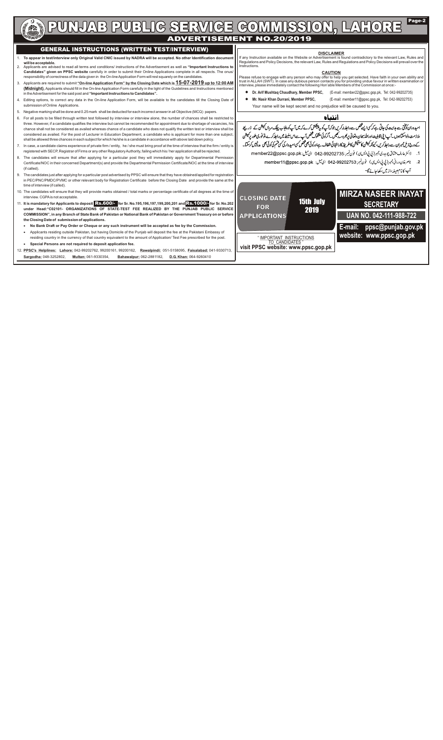# PUNJAB PUBLIC SERVICE COMMISSION, LAHORE

## ADVERTISEMENT NO.20/2019

### GENERAL INSTRUCTIONS (WRITTEN TEST/INTERVIEW)

1. **To appear in test/interview only Original Valid CNIC issued by NADRA will be accepted. No other Identification document will be acceptable.**
2. Applicants are advised to read all terms and conditions/ instructions of the Advertisement as well as **"Important Instructions to Candidates" given on PPSC website** carefully in order to submit their Online Applications complete in all respects. The onus/ responsibility of correctness of the data given in the On-line Application Form will rest squarely on the candidates.
3. Applicants are required to submit **"On-line Application Form" by the Closing Date which is 15-07-2019 up to 12:00 AM (Midnight).** Applicants should fill in the On-line Application Form carefully in the light of the Guidelines and Instructions mentioned in the Advertisement for the said post and **"Important Instructions to Candidates".**
4. Editing options, to correct any data in the On-line Application Form, will be available to the candidates till the Closing Date of submission of Online Applications.
5. Negative marking shall be done and 0.25 mark shall be deducted for each incorrect answer in all Objective (MCQ) papers.
6. For all posts to be filled through written test followed by interview or interview alone, the number of chances shall be restricted to three. However, if a candidate qualifies the interview but cannot be recommended for appointment due to shortage of vacancies, his chance shall not be considered as availed whereas chance of a candidate who does not qualify the written test or interview shall be considered as availed. For the post of Lecturer in Education Department, a candidate who is applicant for more than one subject, shall be allowed three chances in each subject for which he/she is a candidate in accordance with above laid down policy.
7. In case, a candidate claims experience of private firm / entity, he / she must bring proof at the time of interview that the firm / entity is registered with SECP, Registrar of Firms or any other Regulatory Authority, failing which his / her application shall be rejected.
8. The candidates will ensure that after applying for a particular post they will immediately apply for Departmental Permission Certificate/NOC in their concerned Department(s) and provide the Departmental Permission Certificate/NOC at the time of interview (if called).
9. The candidates just after applying for a particular post advertised by PPSC will ensure that they have obtained/applied for registration in PEC/PNC/PMDC/PVMC or other relevant body for Registration Certificate before the Closing Date and provide the same at the time of interview (if called).
10. The candidates will ensure that they will provide marks obtained / total marks or percentage certificate of all degrees at the time of interview. CGPA is not acceptable.
11. **It is mandatory for Applicants to deposit Rs.600/- for Sr. No.195,196,197,199,200,201 and Rs.1000/- for Sr. No.202 under Head:"C02101- ORGANIZATIONS OF STATE-TEST FEE REALIZED BY THE PUNJAB PUBLIC SERVICE COMMISSION", in any Branch of State Bank of Pakistan or National Bank of Pakistan or Government Treasury on or before the Closing Date of submission of applications.**
    - **No Bank Draft or Pay Order or Cheque or any such instrument will be accepted as fee by the Commission.**
    - Applicants residing outside Pakistan, but having Domicile of the Punjab will deposit the fee at the Pakistani Embassy of residing country in the currency of that country equivalent to the amount of Application/ Test Fee prescribed for the post.
    - **Special Persons are not required to deposit application fee.**
12. **PPSC's Helplines:** **Lahore:** 042-99202762, 99200161, 99200162, **Rawalpindi:** 051-5158095, **Faisalabad:** 041-9330713, **Sargodha:** 048-3252802, **Multan:** 061-9330354, **Bahawalpur:** 062-2881182, **D.G. Khan:** 064-9260410

### DISCLAIMER

If any Instruction available on the Website or Advertisement is found contradictory to the relevant Law, Rules and Regulations and Policy Decisions, the relevant Law, Rules and Regulations and Policy Decisions will prevail over the Instructions.

### CAUTION

Please refuse to engage with any person who may offer to help you get selected. Have faith in your own ability and trust in ALLAH (SWT). In case any dubious person contacts you for providing undue favour in written examination or interview, please immediately contact the following Hon'able Members of the Commission at once:-

- **Dr. Arif Mushtaq Chaudhary, Member PPSC,** (E-mail: member22@ppsc.gop.pk, Tel: 042-99202735)
- **Mr. Nasir Khan Durrani, Member PPSC,** (E-mail: member11@ppsc.gop.pk, Tel: 042-99202753)

Your name will be kept secret and no prejudice will be caused to you.

### انتباہ

امیدواران کو تختی سے ہدایت کی جاتی ہے کہ کسی ایسے شخص سے رابطہ نہ کریں جو کہ آپ کو یہ پیشکش کرے کہ میں آپ کو پنجاب پبلک سروس کمیشن کے ذریعے ملازمت دلوا سکتا ہوں۔ آپ اپنی قابلیت اور اللہ سبحان وتعالیٰ پر بھروسہ رکھیں۔ اگر کوئی مشکوک شخص آپ سے اس سلسلے میں رابطہ کرے تو فوری طور پر کمیشن کے درج ذیل ممبران سے رابطہ کریں، کیونکہ کمیشن کا سلیکشن کا طریقہ کار انتہائی شفاف ہے اور کوئی بھی شخص کسی امیدوار کی کسی قسم کی کوئی بھی مدد نہیں کر سکتا۔

1. ڈاکٹر عارف مشتاق چوہدری، ممبر (پی پی ایس سی) فون نمبر: 042-99202735 ای میل: member22@ppsc.gop.pk
2. ناصر خان درانی، ممبر (پی پی ایس سی) فون نمبر: 042-99202753 ای میل: member11@ppsc.gop.pk

آپ کا نام صیغہ راز میں رکھا جائے گا۔

**CLOSING DATE FOR APPLICATIONS** — **15th July 2019**

"IMPORTANT INSTRUCTIONS TO CANDIDATES"
**visit PPSC website: www.ppsc.gop.pk**

**MIRZA NASEER INAYAT**
**SECRETARY**

**UAN NO. 042-111-988-722**

**E-mail: ppsc@punjab.gov.pk**
**website: www.ppsc.gop.pk**